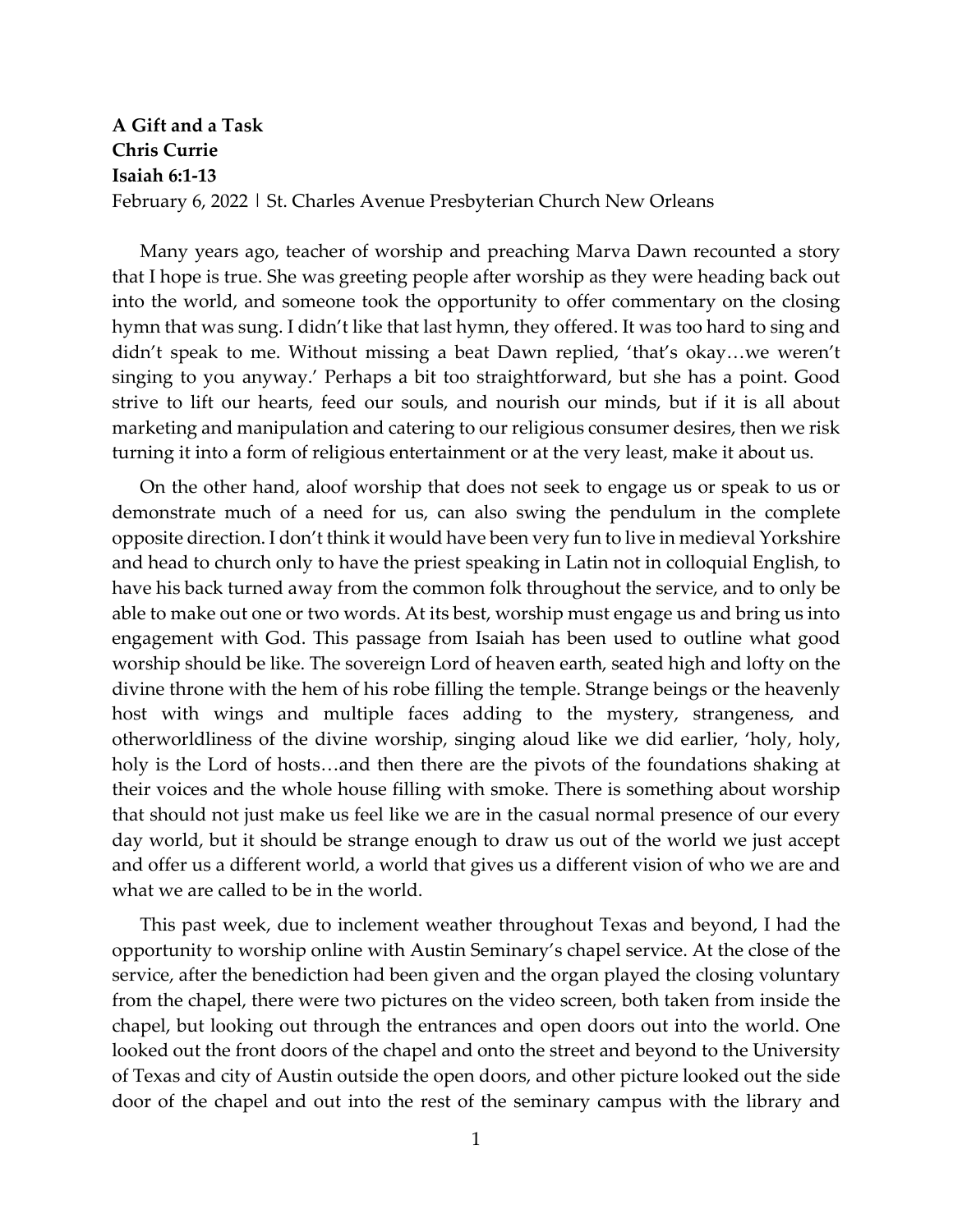**A Gift and a Task**
**Chris Currie**
**Isaiah 6:1-13**
February 6, 2022 | St. Charles Avenue Presbyterian Church New Orleans

Many years ago, teacher of worship and preaching Marva Dawn recounted a story that I hope is true. She was greeting people after worship as they were heading back out into the world, and someone took the opportunity to offer commentary on the closing hymn that was sung. I didn't like that last hymn, they offered. It was too hard to sing and didn't speak to me. Without missing a beat Dawn replied, 'that's okay…we weren't singing to you anyway.' Perhaps a bit too straightforward, but she has a point. Good strive to lift our hearts, feed our souls, and nourish our minds, but if it is all about marketing and manipulation and catering to our religious consumer desires, then we risk turning it into a form of religious entertainment or at the very least, make it about us.

On the other hand, aloof worship that does not seek to engage us or speak to us or demonstrate much of a need for us, can also swing the pendulum in the complete opposite direction. I don't think it would have been very fun to live in medieval Yorkshire and head to church only to have the priest speaking in Latin not in colloquial English, to have his back turned away from the common folk throughout the service, and to only be able to make out one or two words. At its best, worship must engage us and bring us into engagement with God. This passage from Isaiah has been used to outline what good worship should be like. The sovereign Lord of heaven earth, seated high and lofty on the divine throne with the hem of his robe filling the temple. Strange beings or the heavenly host with wings and multiple faces adding to the mystery, strangeness, and otherworldliness of the divine worship, singing aloud like we did earlier, 'holy, holy, holy is the Lord of hosts…and then there are the pivots of the foundations shaking at their voices and the whole house filling with smoke. There is something about worship that should not just make us feel like we are in the casual normal presence of our every day world, but it should be strange enough to draw us out of the world we just accept and offer us a different world, a world that gives us a different vision of who we are and what we are called to be in the world.

This past week, due to inclement weather throughout Texas and beyond, I had the opportunity to worship online with Austin Seminary's chapel service. At the close of the service, after the benediction had been given and the organ played the closing voluntary from the chapel, there were two pictures on the video screen, both taken from inside the chapel, but looking out through the entrances and open doors out into the world. One looked out the front doors of the chapel and onto the street and beyond to the University of Texas and city of Austin outside the open doors, and other picture looked out the side door of the chapel and out into the rest of the seminary campus with the library and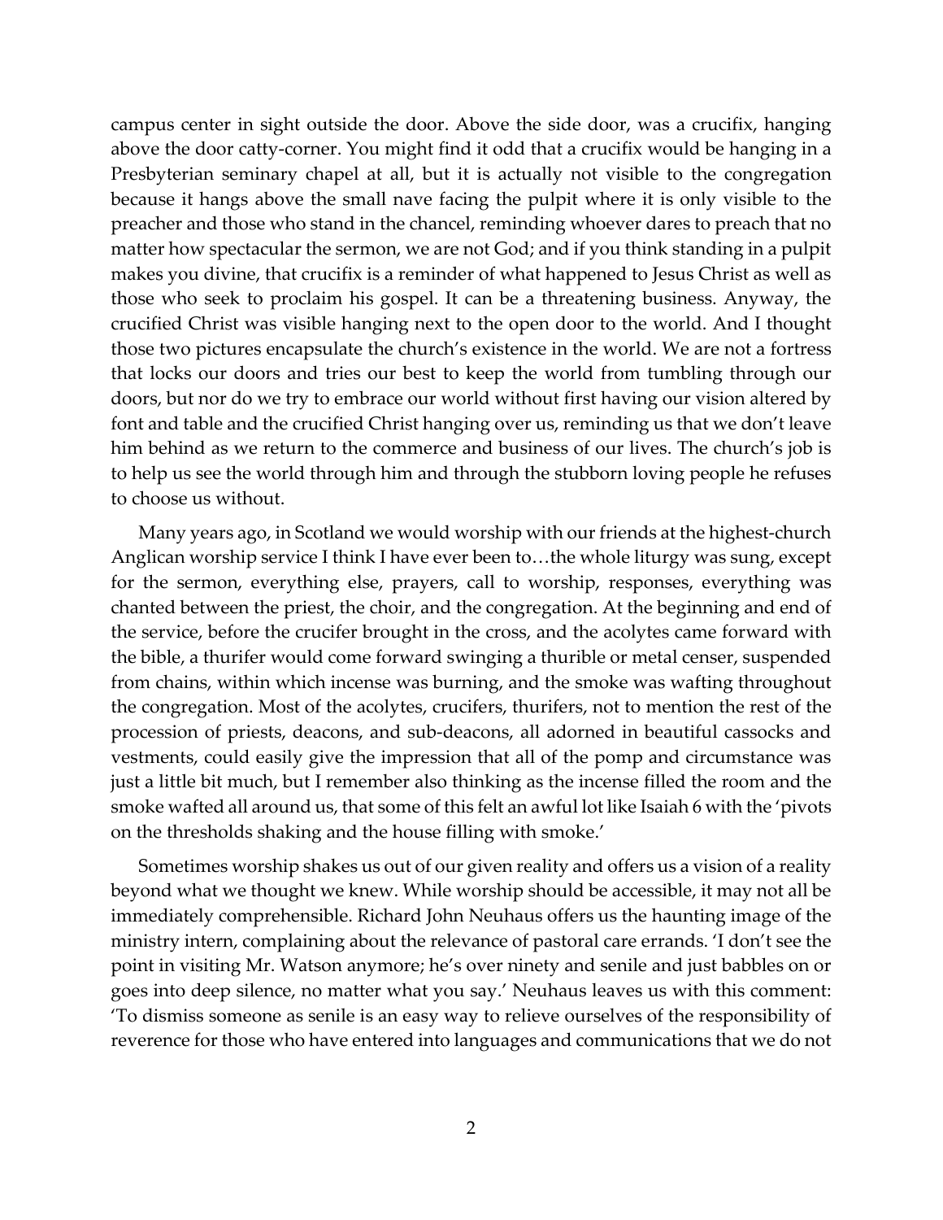campus center in sight outside the door. Above the side door, was a crucifix, hanging above the door catty-corner. You might find it odd that a crucifix would be hanging in a Presbyterian seminary chapel at all, but it is actually not visible to the congregation because it hangs above the small nave facing the pulpit where it is only visible to the preacher and those who stand in the chancel, reminding whoever dares to preach that no matter how spectacular the sermon, we are not God; and if you think standing in a pulpit makes you divine, that crucifix is a reminder of what happened to Jesus Christ as well as those who seek to proclaim his gospel. It can be a threatening business. Anyway, the crucified Christ was visible hanging next to the open door to the world. And I thought those two pictures encapsulate the church's existence in the world. We are not a fortress that locks our doors and tries our best to keep the world from tumbling through our doors, but nor do we try to embrace our world without first having our vision altered by font and table and the crucified Christ hanging over us, reminding us that we don't leave him behind as we return to the commerce and business of our lives. The church's job is to help us see the world through him and through the stubborn loving people he refuses to choose us without.

Many years ago, in Scotland we would worship with our friends at the highest-church Anglican worship service I think I have ever been to…the whole liturgy was sung, except for the sermon, everything else, prayers, call to worship, responses, everything was chanted between the priest, the choir, and the congregation. At the beginning and end of the service, before the crucifer brought in the cross, and the acolytes came forward with the bible, a thurifer would come forward swinging a thurible or metal censer, suspended from chains, within which incense was burning, and the smoke was wafting throughout the congregation. Most of the acolytes, crucifers, thurifers, not to mention the rest of the procession of priests, deacons, and sub-deacons, all adorned in beautiful cassocks and vestments, could easily give the impression that all of the pomp and circumstance was just a little bit much, but I remember also thinking as the incense filled the room and the smoke wafted all around us, that some of this felt an awful lot like Isaiah 6 with the 'pivots on the thresholds shaking and the house filling with smoke.'

Sometimes worship shakes us out of our given reality and offers us a vision of a reality beyond what we thought we knew. While worship should be accessible, it may not all be immediately comprehensible. Richard John Neuhaus offers us the haunting image of the ministry intern, complaining about the relevance of pastoral care errands. 'I don't see the point in visiting Mr. Watson anymore; he's over ninety and senile and just babbles on or goes into deep silence, no matter what you say.' Neuhaus leaves us with this comment: 'To dismiss someone as senile is an easy way to relieve ourselves of the responsibility of reverence for those who have entered into languages and communications that we do not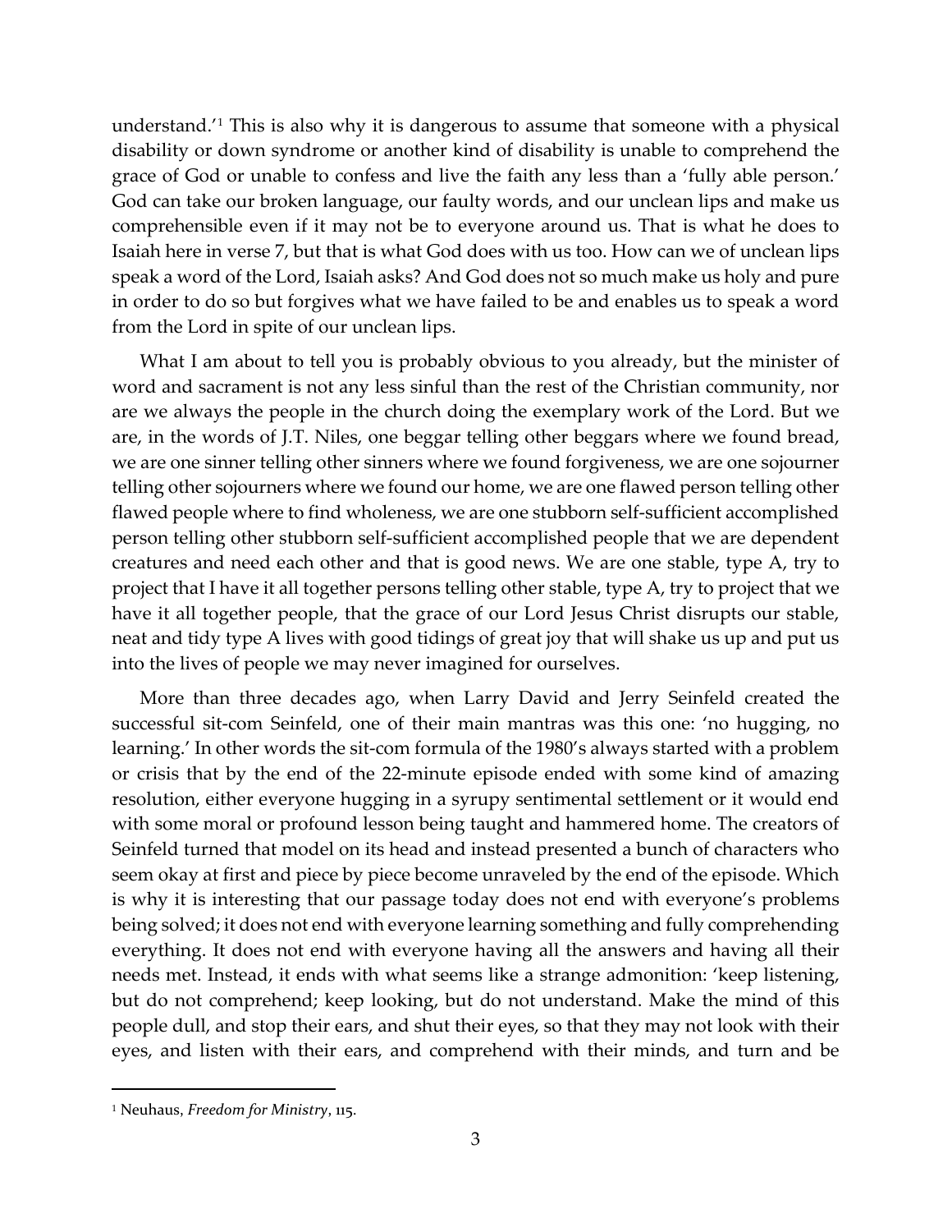understand.'[1] This is also why it is dangerous to assume that someone with a physical disability or down syndrome or another kind of disability is unable to comprehend the grace of God or unable to confess and live the faith any less than a 'fully able person.' God can take our broken language, our faulty words, and our unclean lips and make us comprehensible even if it may not be to everyone around us. That is what he does to Isaiah here in verse 7, but that is what God does with us too. How can we of unclean lips speak a word of the Lord, Isaiah asks? And God does not so much make us holy and pure in order to do so but forgives what we have failed to be and enables us to speak a word from the Lord in spite of our unclean lips.

What I am about to tell you is probably obvious to you already, but the minister of word and sacrament is not any less sinful than the rest of the Christian community, nor are we always the people in the church doing the exemplary work of the Lord. But we are, in the words of J.T. Niles, one beggar telling other beggars where we found bread, we are one sinner telling other sinners where we found forgiveness, we are one sojourner telling other sojourners where we found our home, we are one flawed person telling other flawed people where to find wholeness, we are one stubborn self-sufficient accomplished person telling other stubborn self-sufficient accomplished people that we are dependent creatures and need each other and that is good news. We are one stable, type A, try to project that I have it all together persons telling other stable, type A, try to project that we have it all together people, that the grace of our Lord Jesus Christ disrupts our stable, neat and tidy type A lives with good tidings of great joy that will shake us up and put us into the lives of people we may never imagined for ourselves.

More than three decades ago, when Larry David and Jerry Seinfeld created the successful sit-com Seinfeld, one of their main mantras was this one: 'no hugging, no learning.' In other words the sit-com formula of the 1980's always started with a problem or crisis that by the end of the 22-minute episode ended with some kind of amazing resolution, either everyone hugging in a syrupy sentimental settlement or it would end with some moral or profound lesson being taught and hammered home. The creators of Seinfeld turned that model on its head and instead presented a bunch of characters who seem okay at first and piece by piece become unraveled by the end of the episode. Which is why it is interesting that our passage today does not end with everyone's problems being solved; it does not end with everyone learning something and fully comprehending everything. It does not end with everyone having all the answers and having all their needs met. Instead, it ends with what seems like a strange admonition: 'keep listening, but do not comprehend; keep looking, but do not understand. Make the mind of this people dull, and stop their ears, and shut their eyes, so that they may not look with their eyes, and listen with their ears, and comprehend with their minds, and turn and be

---

[1] Neuhaus, *Freedom for Ministry*, 115.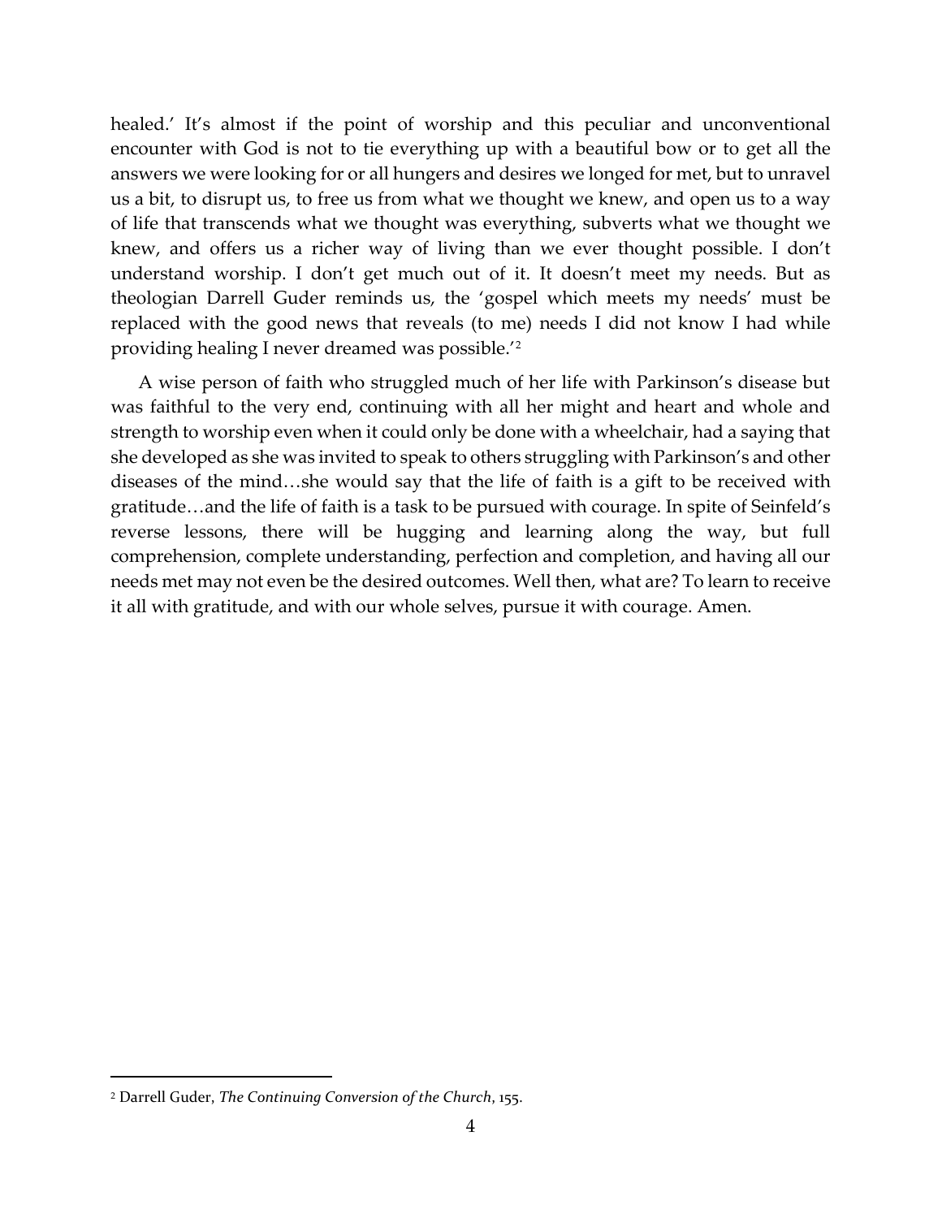healed.' It's almost if the point of worship and this peculiar and unconventional encounter with God is not to tie everything up with a beautiful bow or to get all the answers we were looking for or all hungers and desires we longed for met, but to unravel us a bit, to disrupt us, to free us from what we thought we knew, and open us to a way of life that transcends what we thought was everything, subverts what we thought we knew, and offers us a richer way of living than we ever thought possible. I don't understand worship. I don't get much out of it. It doesn't meet my needs. But as theologian Darrell Guder reminds us, the 'gospel which meets my needs' must be replaced with the good news that reveals (to me) needs I did not know I had while providing healing I never dreamed was possible.'[2]

A wise person of faith who struggled much of her life with Parkinson's disease but was faithful to the very end, continuing with all her might and heart and whole and strength to worship even when it could only be done with a wheelchair, had a saying that she developed as she was invited to speak to others struggling with Parkinson's and other diseases of the mind…she would say that the life of faith is a gift to be received with gratitude…and the life of faith is a task to be pursued with courage. In spite of Seinfeld's reverse lessons, there will be hugging and learning along the way, but full comprehension, complete understanding, perfection and completion, and having all our needs met may not even be the desired outcomes. Well then, what are? To learn to receive it all with gratitude, and with our whole selves, pursue it with courage. Amen.

---

[2] Darrell Guder, *The Continuing Conversion of the Church*, 155.